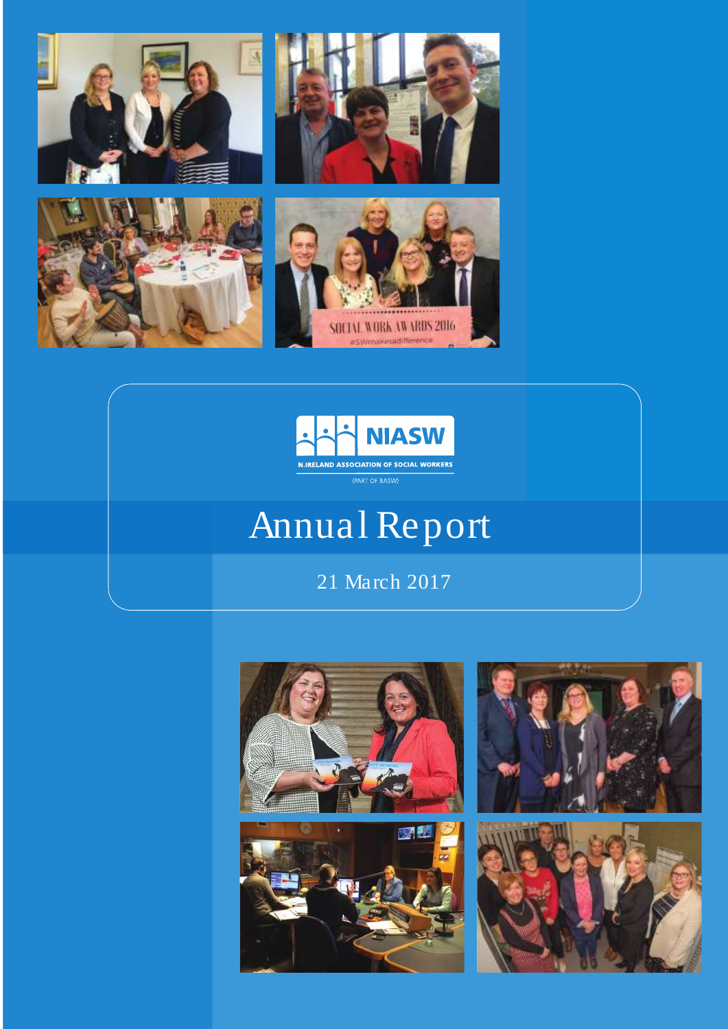NIASW

N.IRELAND ASSOCIATION OF SOCIAL WORKERS

(PART OF BASW)

# Annual Report

21 March 2017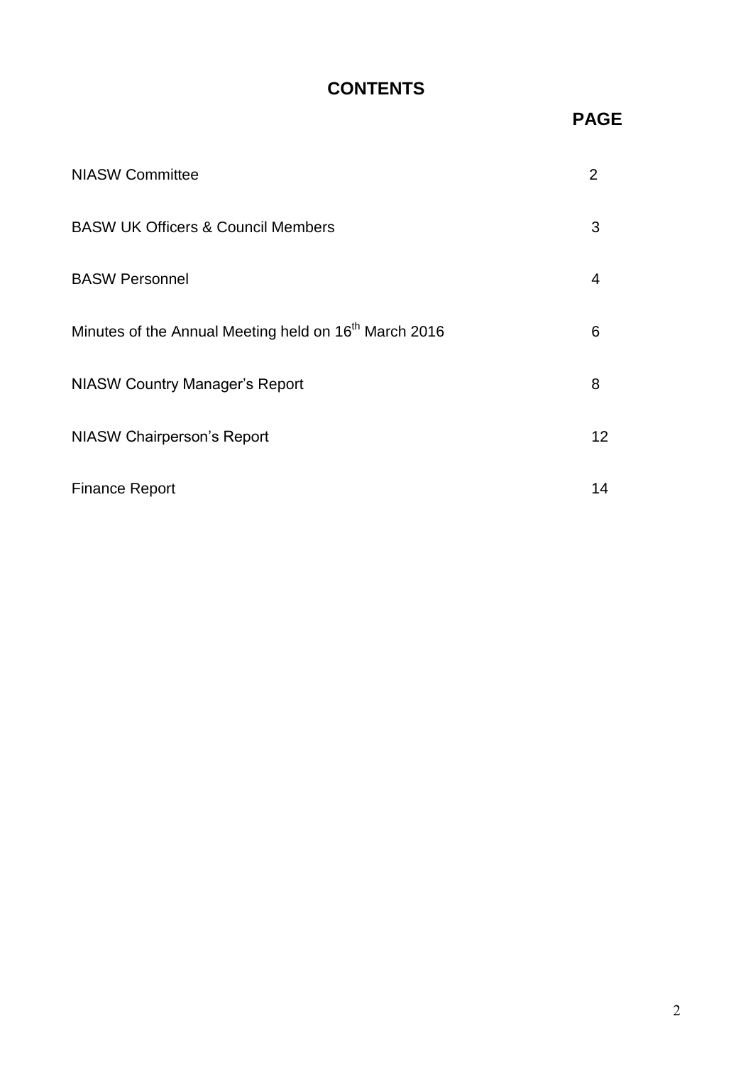# CONTENTS

| | PAGE |
|---|---|
| NIASW Committee | 2 |
| BASW UK Officers & Council Members | 3 |
| BASW Personnel | 4 |
| Minutes of the Annual Meeting held on 16th March 2016 | 6 |
| NIASW Country Manager's Report | 8 |
| NIASW Chairperson's Report | 12 |
| Finance Report | 14 |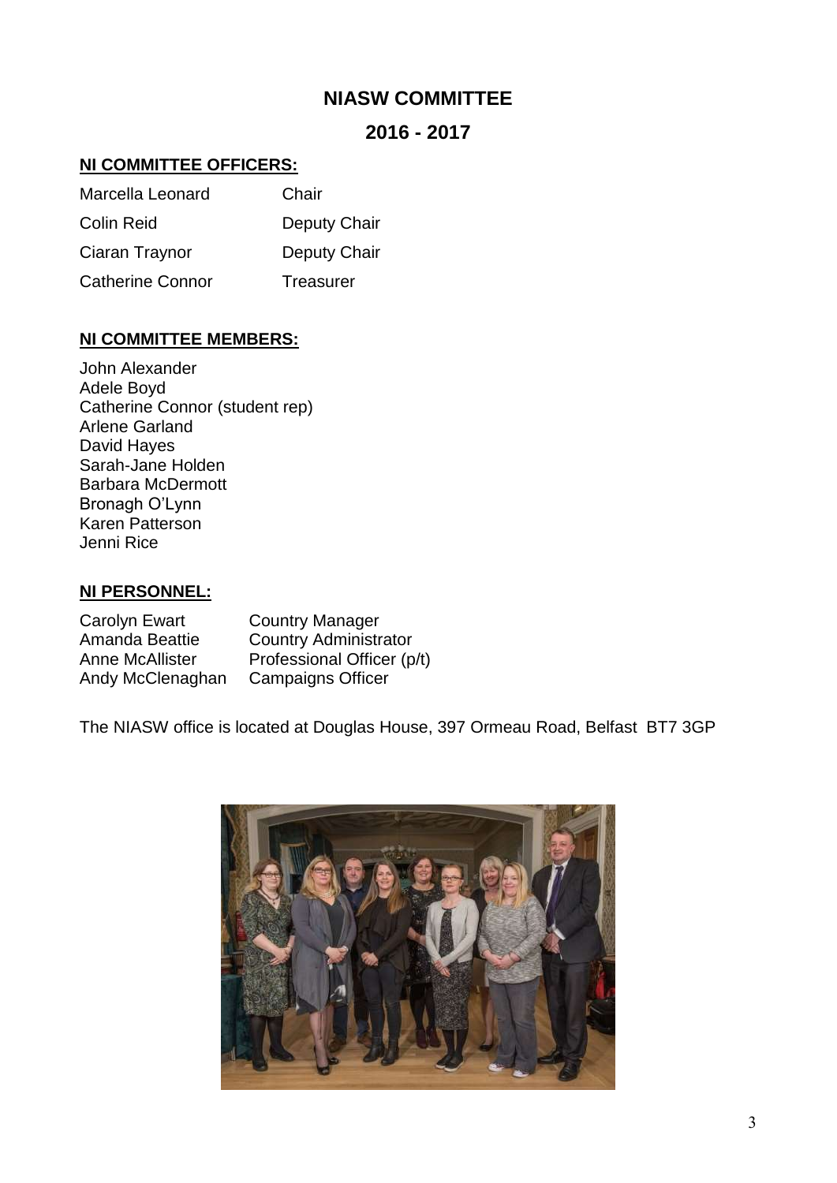# NIASW COMMITTEE

## 2016 - 2017

**NI COMMITTEE OFFICERS:**

| | |
|---|---|
| Marcella Leonard | Chair |
| Colin Reid | Deputy Chair |
| Ciaran Traynor | Deputy Chair |
| Catherine Connor | Treasurer |

**NI COMMITTEE MEMBERS:**

John Alexander
Adele Boyd
Catherine Connor (student rep)
Arlene Garland
David Hayes
Sarah-Jane Holden
Barbara McDermott
Bronagh O'Lynn
Karen Patterson
Jenni Rice

**NI PERSONNEL:**

| | |
|---|---|
| Carolyn Ewart | Country Manager |
| Amanda Beattie | Country Administrator |
| Anne McAllister | Professional Officer (p/t) |
| Andy McClenaghan | Campaigns Officer |

The NIASW office is located at Douglas House, 397 Ormeau Road, Belfast BT7 3GP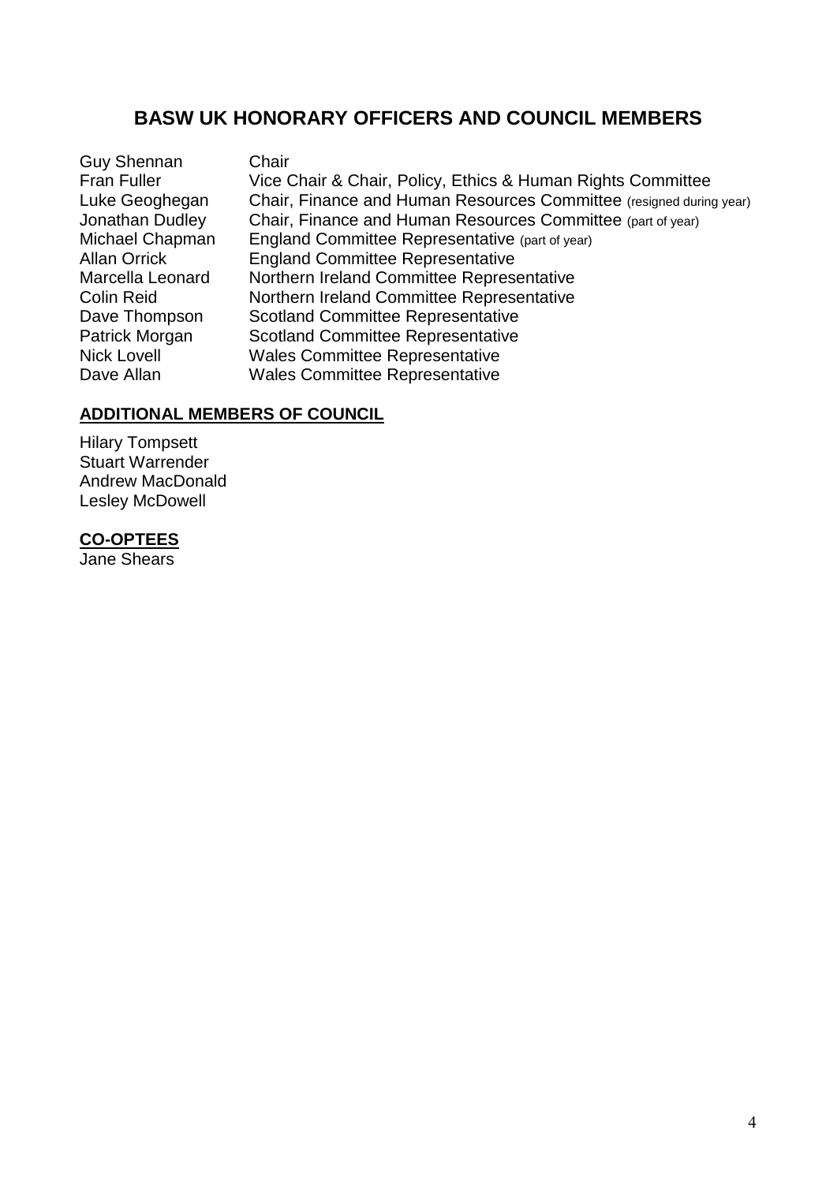# BASW UK HONORARY OFFICERS AND COUNCIL MEMBERS

| | |
|---|---|
| Guy Shennan | Chair |
| Fran Fuller | Vice Chair & Chair, Policy, Ethics & Human Rights Committee |
| Luke Geoghegan | Chair, Finance and Human Resources Committee (resigned during year) |
| Jonathan Dudley | Chair, Finance and Human Resources Committee (part of year) |
| Michael Chapman | England Committee Representative (part of year) |
| Allan Orrick | England Committee Representative |
| Marcella Leonard | Northern Ireland Committee Representative |
| Colin Reid | Northern Ireland Committee Representative |
| Dave Thompson | Scotland Committee Representative |
| Patrick Morgan | Scotland Committee Representative |
| Nick Lovell | Wales Committee Representative |
| Dave Allan | Wales Committee Representative |

## ADDITIONAL MEMBERS OF COUNCIL

Hilary Tompsett
Stuart Warrender
Andrew MacDonald
Lesley McDowell

## CO-OPTEES

Jane Shears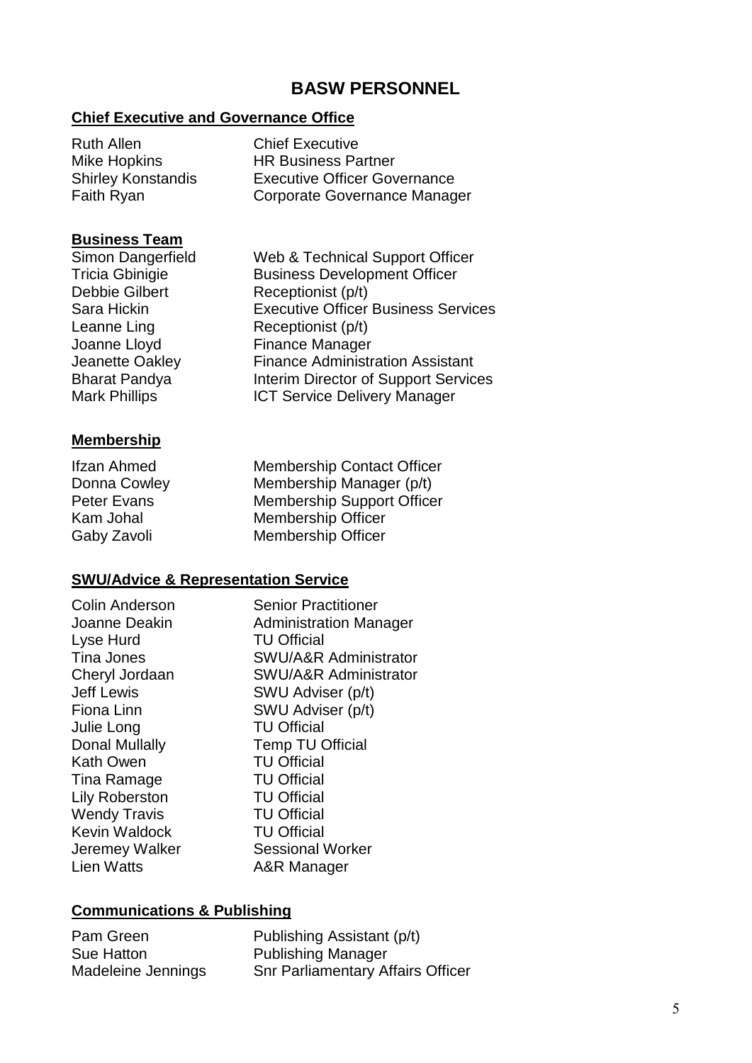# BASW PERSONNEL

## Chief Executive and Governance Office

| | |
|---|---|
| Ruth Allen | Chief Executive |
| Mike Hopkins | HR Business Partner |
| Shirley Konstandis | Executive Officer Governance |
| Faith Ryan | Corporate Governance Manager |

## Business Team

| | |
|---|---|
| Simon Dangerfield | Web & Technical Support Officer |
| Tricia Gbinigie | Business Development Officer |
| Debbie Gilbert | Receptionist (p/t) |
| Sara Hickin | Executive Officer Business Services |
| Leanne Ling | Receptionist (p/t) |
| Joanne Lloyd | Finance Manager |
| Jeanette Oakley | Finance Administration Assistant |
| Bharat Pandya | Interim Director of Support Services |
| Mark Phillips | ICT Service Delivery Manager |

## Membership

| | |
|---|---|
| Ifzan Ahmed | Membership Contact Officer |
| Donna Cowley | Membership Manager (p/t) |
| Peter Evans | Membership Support Officer |
| Kam Johal | Membership Officer |
| Gaby Zavoli | Membership Officer |

## SWU/Advice & Representation Service

| | |
|---|---|
| Colin Anderson | Senior Practitioner |
| Joanne Deakin | Administration Manager |
| Lyse Hurd | TU Official |
| Tina Jones | SWU/A&R Administrator |
| Cheryl Jordaan | SWU/A&R Administrator |
| Jeff Lewis | SWU Adviser (p/t) |
| Fiona Linn | SWU Adviser (p/t) |
| Julie Long | TU Official |
| Donal Mullally | Temp TU Official |
| Kath Owen | TU Official |
| Tina Ramage | TU Official |
| Lily Roberston | TU Official |
| Wendy Travis | TU Official |
| Kevin Waldock | TU Official |
| Jeremey Walker | Sessional Worker |
| Lien Watts | A&R Manager |

## Communications & Publishing

| | |
|---|---|
| Pam Green | Publishing Assistant (p/t) |
| Sue Hatton | Publishing Manager |
| Madeleine Jennings | Snr Parliamentary Affairs Officer |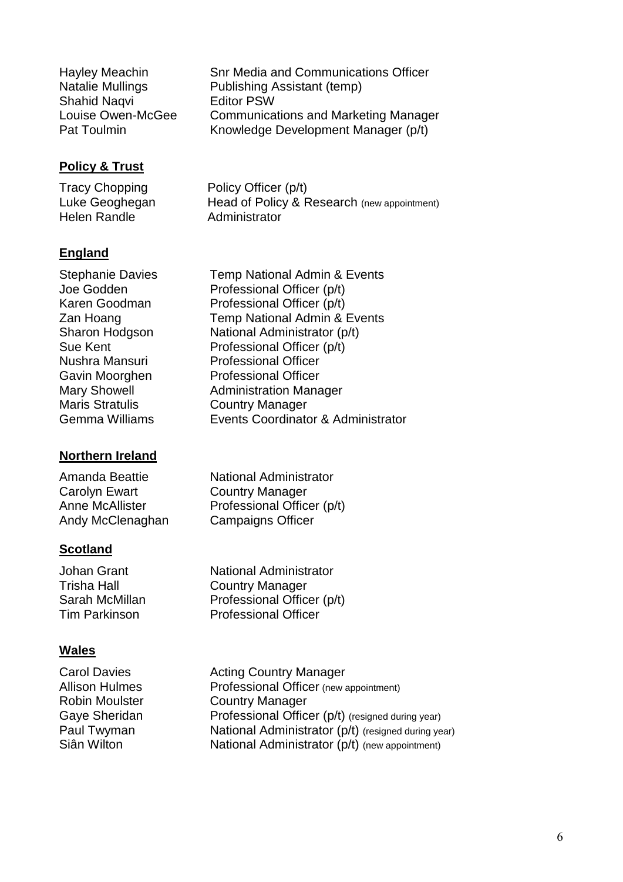Hayley Meachin Snr Media and Communications Officer
Natalie Mullings Publishing Assistant (temp)
Shahid Naqvi Editor PSW
Louise Owen-McGee Communications and Marketing Manager
Pat Toulmin Knowledge Development Manager (p/t)

**Policy & Trust**

Tracy Chopping Policy Officer (p/t)
Luke Geoghegan Head of Policy & Research (new appointment)
Helen Randle Administrator

**England**

Stephanie Davies Temp National Admin & Events
Joe Godden Professional Officer (p/t)
Karen Goodman Professional Officer (p/t)
Zan Hoang Temp National Admin & Events
Sharon Hodgson National Administrator (p/t)
Sue Kent Professional Officer (p/t)
Nushra Mansuri Professional Officer
Gavin Moorghen Professional Officer
Mary Showell Administration Manager
Maris Stratulis Country Manager
Gemma Williams Events Coordinator & Administrator

**Northern Ireland**

Amanda Beattie National Administrator
Carolyn Ewart Country Manager
Anne McAllister Professional Officer (p/t)
Andy McClenaghan Campaigns Officer

**Scotland**

Johan Grant National Administrator
Trisha Hall Country Manager
Sarah McMillan Professional Officer (p/t)
Tim Parkinson Professional Officer

**Wales**

Carol Davies Acting Country Manager
Allison Hulmes Professional Officer (new appointment)
Robin Moulster Country Manager
Gaye Sheridan Professional Officer (p/t) (resigned during year)
Paul Twyman National Administrator (p/t) (resigned during year)
Siân Wilton National Administrator (p/t) (new appointment)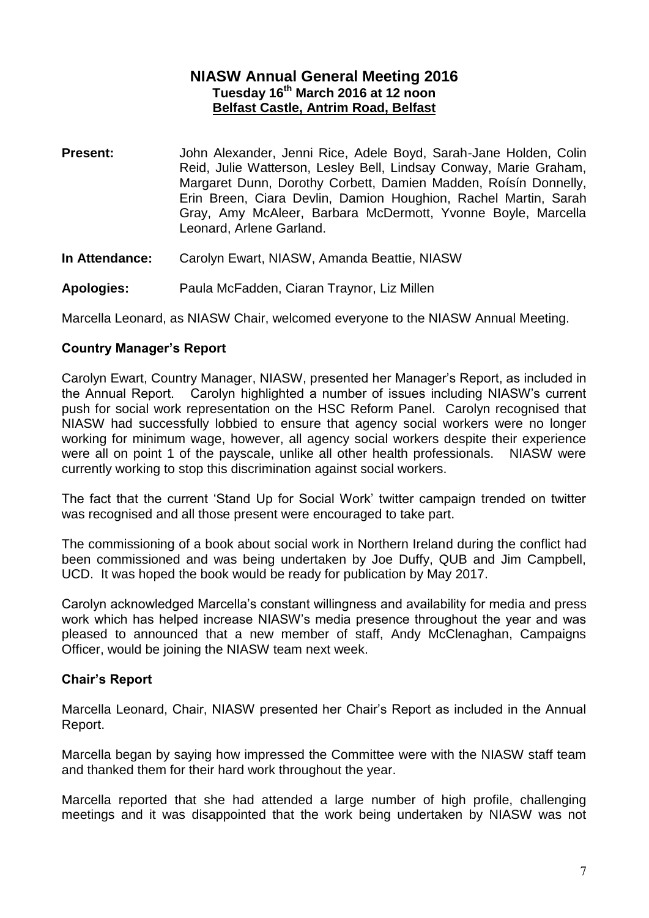# NIASW Annual General Meeting 2016

**Tuesday 16th March 2016 at 12 noon**

**Belfast Castle, Antrim Road, Belfast**

**Present:** John Alexander, Jenni Rice, Adele Boyd, Sarah-Jane Holden, Colin Reid, Julie Watterson, Lesley Bell, Lindsay Conway, Marie Graham, Margaret Dunn, Dorothy Corbett, Damien Madden, Roísín Donnelly, Erin Breen, Ciara Devlin, Damion Houghion, Rachel Martin, Sarah Gray, Amy McAleer, Barbara McDermott, Yvonne Boyle, Marcella Leonard, Arlene Garland.

**In Attendance:** Carolyn Ewart, NIASW, Amanda Beattie, NIASW

**Apologies:** Paula McFadden, Ciaran Traynor, Liz Millen

Marcella Leonard, as NIASW Chair, welcomed everyone to the NIASW Annual Meeting.

### Country Manager's Report

Carolyn Ewart, Country Manager, NIASW, presented her Manager's Report, as included in the Annual Report. Carolyn highlighted a number of issues including NIASW's current push for social work representation on the HSC Reform Panel. Carolyn recognised that NIASW had successfully lobbied to ensure that agency social workers were no longer working for minimum wage, however, all agency social workers despite their experience were all on point 1 of the payscale, unlike all other health professionals. NIASW were currently working to stop this discrimination against social workers.

The fact that the current 'Stand Up for Social Work' twitter campaign trended on twitter was recognised and all those present were encouraged to take part.

The commissioning of a book about social work in Northern Ireland during the conflict had been commissioned and was being undertaken by Joe Duffy, QUB and Jim Campbell, UCD. It was hoped the book would be ready for publication by May 2017.

Carolyn acknowledged Marcella's constant willingness and availability for media and press work which has helped increase NIASW's media presence throughout the year and was pleased to announced that a new member of staff, Andy McClenaghan, Campaigns Officer, would be joining the NIASW team next week.

### Chair's Report

Marcella Leonard, Chair, NIASW presented her Chair's Report as included in the Annual Report.

Marcella began by saying how impressed the Committee were with the NIASW staff team and thanked them for their hard work throughout the year.

Marcella reported that she had attended a large number of high profile, challenging meetings and it was disappointed that the work being undertaken by NIASW was not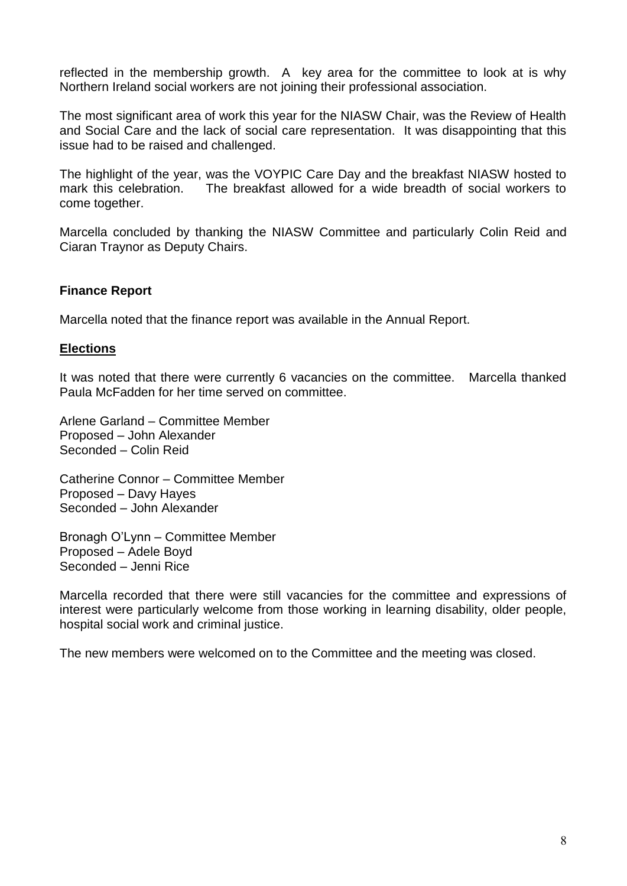reflected in the membership growth. A key area for the committee to look at is why Northern Ireland social workers are not joining their professional association.

The most significant area of work this year for the NIASW Chair, was the Review of Health and Social Care and the lack of social care representation. It was disappointing that this issue had to be raised and challenged.

The highlight of the year, was the VOYPIC Care Day and the breakfast NIASW hosted to mark this celebration. The breakfast allowed for a wide breadth of social workers to come together.

Marcella concluded by thanking the NIASW Committee and particularly Colin Reid and Ciaran Traynor as Deputy Chairs.

**Finance Report**

Marcella noted that the finance report was available in the Annual Report.

**Elections**

It was noted that there were currently 6 vacancies on the committee. Marcella thanked Paula McFadden for her time served on committee.

Arlene Garland – Committee Member
Proposed – John Alexander
Seconded – Colin Reid

Catherine Connor – Committee Member
Proposed – Davy Hayes
Seconded – John Alexander

Bronagh O'Lynn – Committee Member
Proposed – Adele Boyd
Seconded – Jenni Rice

Marcella recorded that there were still vacancies for the committee and expressions of interest were particularly welcome from those working in learning disability, older people, hospital social work and criminal justice.

The new members were welcomed on to the Committee and the meeting was closed.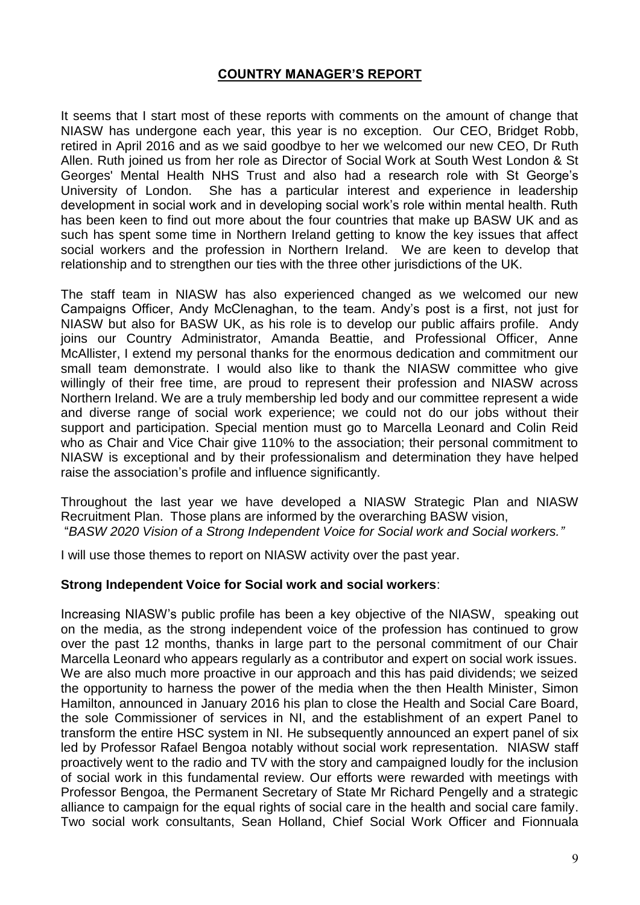## COUNTRY MANAGER'S REPORT

It seems that I start most of these reports with comments on the amount of change that NIASW has undergone each year, this year is no exception. Our CEO, Bridget Robb, retired in April 2016 and as we said goodbye to her we welcomed our new CEO, Dr Ruth Allen. Ruth joined us from her role as Director of Social Work at South West London & St Georges' Mental Health NHS Trust and also had a research role with St George's University of London. She has a particular interest and experience in leadership development in social work and in developing social work's role within mental health. Ruth has been keen to find out more about the four countries that make up BASW UK and as such has spent some time in Northern Ireland getting to know the key issues that affect social workers and the profession in Northern Ireland. We are keen to develop that relationship and to strengthen our ties with the three other jurisdictions of the UK.

The staff team in NIASW has also experienced changed as we welcomed our new Campaigns Officer, Andy McClenaghan, to the team. Andy's post is a first, not just for NIASW but also for BASW UK, as his role is to develop our public affairs profile. Andy joins our Country Administrator, Amanda Beattie, and Professional Officer, Anne McAllister, I extend my personal thanks for the enormous dedication and commitment our small team demonstrate. I would also like to thank the NIASW committee who give willingly of their free time, are proud to represent their profession and NIASW across Northern Ireland. We are a truly membership led body and our committee represent a wide and diverse range of social work experience; we could not do our jobs without their support and participation. Special mention must go to Marcella Leonard and Colin Reid who as Chair and Vice Chair give 110% to the association; their personal commitment to NIASW is exceptional and by their professionalism and determination they have helped raise the association's profile and influence significantly.

Throughout the last year we have developed a NIASW Strategic Plan and NIASW Recruitment Plan. Those plans are informed by the overarching BASW vision,
"*BASW 2020 Vision of a Strong Independent Voice for Social work and Social workers."*

I will use those themes to report on NIASW activity over the past year.

**Strong Independent Voice for Social work and social workers**:

Increasing NIASW's public profile has been a key objective of the NIASW, speaking out on the media, as the strong independent voice of the profession has continued to grow over the past 12 months, thanks in large part to the personal commitment of our Chair Marcella Leonard who appears regularly as a contributor and expert on social work issues. We are also much more proactive in our approach and this has paid dividends; we seized the opportunity to harness the power of the media when the then Health Minister, Simon Hamilton, announced in January 2016 his plan to close the Health and Social Care Board, the sole Commissioner of services in NI, and the establishment of an expert Panel to transform the entire HSC system in NI. He subsequently announced an expert panel of six led by Professor Rafael Bengoa notably without social work representation. NIASW staff proactively went to the radio and TV with the story and campaigned loudly for the inclusion of social work in this fundamental review. Our efforts were rewarded with meetings with Professor Bengoa, the Permanent Secretary of State Mr Richard Pengelly and a strategic alliance to campaign for the equal rights of social care in the health and social care family. Two social work consultants, Sean Holland, Chief Social Work Officer and Fionnuala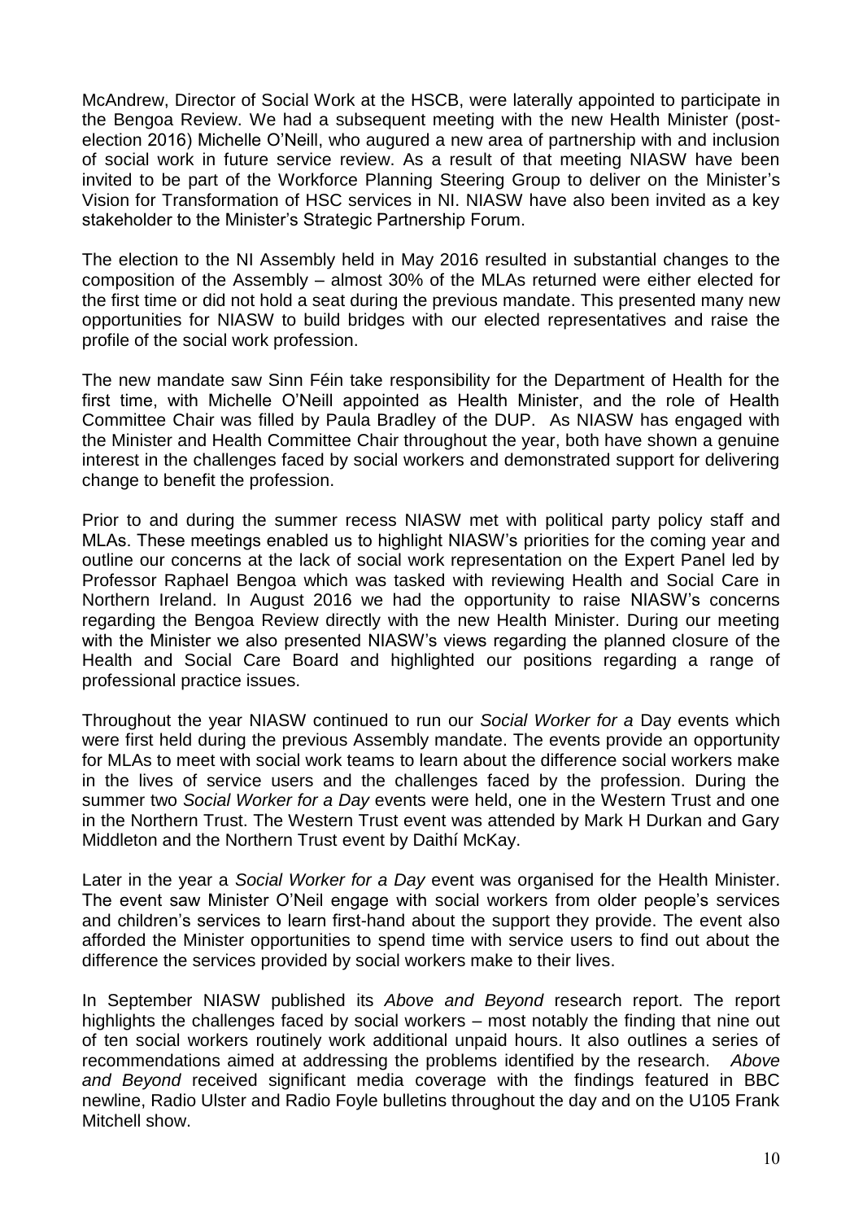McAndrew, Director of Social Work at the HSCB, were laterally appointed to participate in the Bengoa Review. We had a subsequent meeting with the new Health Minister (post-election 2016) Michelle O'Neill, who augured a new area of partnership with and inclusion of social work in future service review. As a result of that meeting NIASW have been invited to be part of the Workforce Planning Steering Group to deliver on the Minister's Vision for Transformation of HSC services in NI. NIASW have also been invited as a key stakeholder to the Minister's Strategic Partnership Forum.

The election to the NI Assembly held in May 2016 resulted in substantial changes to the composition of the Assembly – almost 30% of the MLAs returned were either elected for the first time or did not hold a seat during the previous mandate. This presented many new opportunities for NIASW to build bridges with our elected representatives and raise the profile of the social work profession.

The new mandate saw Sinn Féin take responsibility for the Department of Health for the first time, with Michelle O'Neill appointed as Health Minister, and the role of Health Committee Chair was filled by Paula Bradley of the DUP. As NIASW has engaged with the Minister and Health Committee Chair throughout the year, both have shown a genuine interest in the challenges faced by social workers and demonstrated support for delivering change to benefit the profession.

Prior to and during the summer recess NIASW met with political party policy staff and MLAs. These meetings enabled us to highlight NIASW's priorities for the coming year and outline our concerns at the lack of social work representation on the Expert Panel led by Professor Raphael Bengoa which was tasked with reviewing Health and Social Care in Northern Ireland. In August 2016 we had the opportunity to raise NIASW's concerns regarding the Bengoa Review directly with the new Health Minister. During our meeting with the Minister we also presented NIASW's views regarding the planned closure of the Health and Social Care Board and highlighted our positions regarding a range of professional practice issues.

Throughout the year NIASW continued to run our *Social Worker for a* Day events which were first held during the previous Assembly mandate. The events provide an opportunity for MLAs to meet with social work teams to learn about the difference social workers make in the lives of service users and the challenges faced by the profession. During the summer two *Social Worker for a Day* events were held, one in the Western Trust and one in the Northern Trust. The Western Trust event was attended by Mark H Durkan and Gary Middleton and the Northern Trust event by Daithí McKay.

Later in the year a *Social Worker for a Day* event was organised for the Health Minister. The event saw Minister O'Neil engage with social workers from older people's services and children's services to learn first-hand about the support they provide. The event also afforded the Minister opportunities to spend time with service users to find out about the difference the services provided by social workers make to their lives.

In September NIASW published its *Above and Beyond* research report. The report highlights the challenges faced by social workers – most notably the finding that nine out of ten social workers routinely work additional unpaid hours. It also outlines a series of recommendations aimed at addressing the problems identified by the research. *Above and Beyond* received significant media coverage with the findings featured in BBC newline, Radio Ulster and Radio Foyle bulletins throughout the day and on the U105 Frank Mitchell show.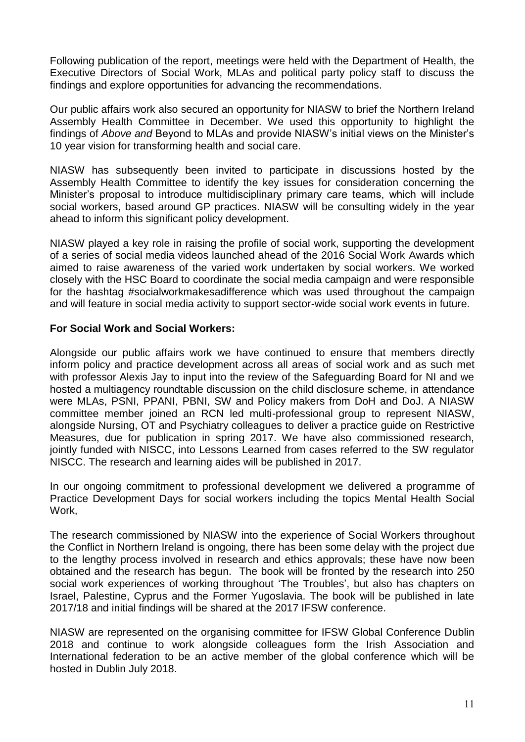Following publication of the report, meetings were held with the Department of Health, the Executive Directors of Social Work, MLAs and political party policy staff to discuss the findings and explore opportunities for advancing the recommendations.

Our public affairs work also secured an opportunity for NIASW to brief the Northern Ireland Assembly Health Committee in December. We used this opportunity to highlight the findings of *Above and* Beyond to MLAs and provide NIASW's initial views on the Minister's 10 year vision for transforming health and social care.

NIASW has subsequently been invited to participate in discussions hosted by the Assembly Health Committee to identify the key issues for consideration concerning the Minister's proposal to introduce multidisciplinary primary care teams, which will include social workers, based around GP practices. NIASW will be consulting widely in the year ahead to inform this significant policy development.

NIASW played a key role in raising the profile of social work, supporting the development of a series of social media videos launched ahead of the 2016 Social Work Awards which aimed to raise awareness of the varied work undertaken by social workers. We worked closely with the HSC Board to coordinate the social media campaign and were responsible for the hashtag #socialworkmakesadifference which was used throughout the campaign and will feature in social media activity to support sector-wide social work events in future.

**For Social Work and Social Workers:**

Alongside our public affairs work we have continued to ensure that members directly inform policy and practice development across all areas of social work and as such met with professor Alexis Jay to input into the review of the Safeguarding Board for NI and we hosted a multiagency roundtable discussion on the child disclosure scheme, in attendance were MLAs, PSNI, PPANI, PBNI, SW and Policy makers from DoH and DoJ. A NIASW committee member joined an RCN led multi-professional group to represent NIASW, alongside Nursing, OT and Psychiatry colleagues to deliver a practice guide on Restrictive Measures, due for publication in spring 2017. We have also commissioned research, jointly funded with NISCC, into Lessons Learned from cases referred to the SW regulator NISCC. The research and learning aides will be published in 2017.

In our ongoing commitment to professional development we delivered a programme of Practice Development Days for social workers including the topics Mental Health Social Work,

The research commissioned by NIASW into the experience of Social Workers throughout the Conflict in Northern Ireland is ongoing, there has been some delay with the project due to the lengthy process involved in research and ethics approvals; these have now been obtained and the research has begun. The book will be fronted by the research into 250 social work experiences of working throughout 'The Troubles', but also has chapters on Israel, Palestine, Cyprus and the Former Yugoslavia. The book will be published in late 2017/18 and initial findings will be shared at the 2017 IFSW conference.

NIASW are represented on the organising committee for IFSW Global Conference Dublin 2018 and continue to work alongside colleagues form the Irish Association and International federation to be an active member of the global conference which will be hosted in Dublin July 2018.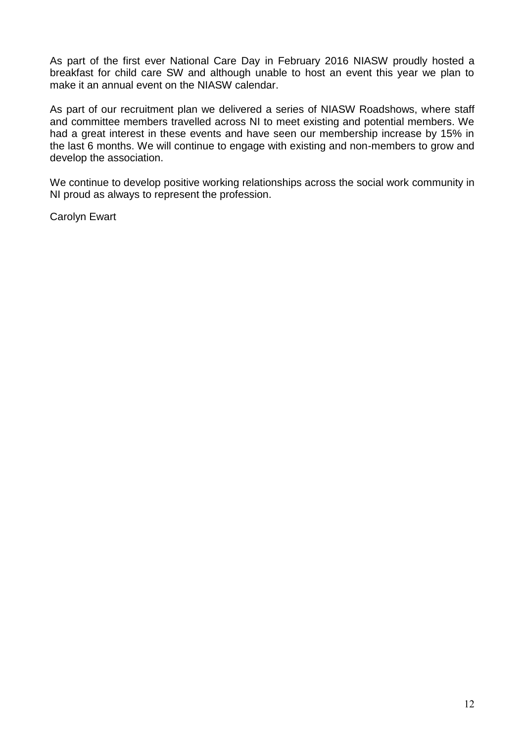As part of the first ever National Care Day in February 2016 NIASW proudly hosted a breakfast for child care SW and although unable to host an event this year we plan to make it an annual event on the NIASW calendar.

As part of our recruitment plan we delivered a series of NIASW Roadshows, where staff and committee members travelled across NI to meet existing and potential members. We had a great interest in these events and have seen our membership increase by 15% in the last 6 months. We will continue to engage with existing and non-members to grow and develop the association.

We continue to develop positive working relationships across the social work community in NI proud as always to represent the profession.

Carolyn Ewart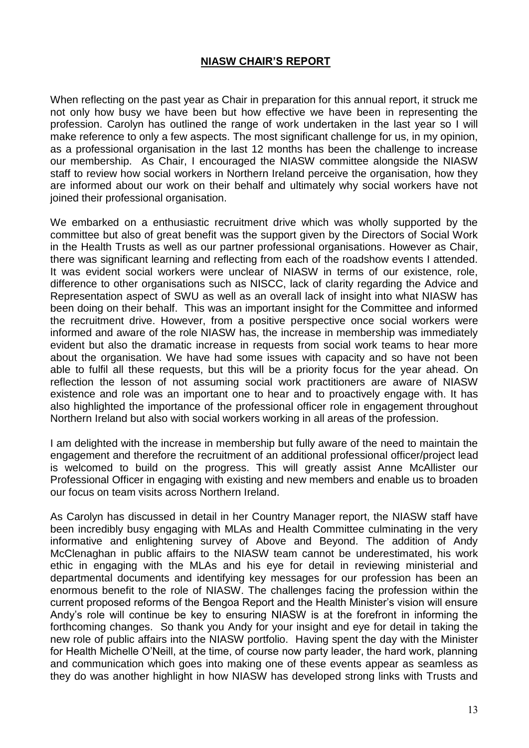## NIASW CHAIR'S REPORT

When reflecting on the past year as Chair in preparation for this annual report, it struck me not only how busy we have been but how effective we have been in representing the profession. Carolyn has outlined the range of work undertaken in the last year so I will make reference to only a few aspects. The most significant challenge for us, in my opinion, as a professional organisation in the last 12 months has been the challenge to increase our membership. As Chair, I encouraged the NIASW committee alongside the NIASW staff to review how social workers in Northern Ireland perceive the organisation, how they are informed about our work on their behalf and ultimately why social workers have not joined their professional organisation.

We embarked on a enthusiastic recruitment drive which was wholly supported by the committee but also of great benefit was the support given by the Directors of Social Work in the Health Trusts as well as our partner professional organisations. However as Chair, there was significant learning and reflecting from each of the roadshow events I attended. It was evident social workers were unclear of NIASW in terms of our existence, role, difference to other organisations such as NISCC, lack of clarity regarding the Advice and Representation aspect of SWU as well as an overall lack of insight into what NIASW has been doing on their behalf. This was an important insight for the Committee and informed the recruitment drive. However, from a positive perspective once social workers were informed and aware of the role NIASW has, the increase in membership was immediately evident but also the dramatic increase in requests from social work teams to hear more about the organisation. We have had some issues with capacity and so have not been able to fulfil all these requests, but this will be a priority focus for the year ahead. On reflection the lesson of not assuming social work practitioners are aware of NIASW existence and role was an important one to hear and to proactively engage with. It has also highlighted the importance of the professional officer role in engagement throughout Northern Ireland but also with social workers working in all areas of the profession.

I am delighted with the increase in membership but fully aware of the need to maintain the engagement and therefore the recruitment of an additional professional officer/project lead is welcomed to build on the progress. This will greatly assist Anne McAllister our Professional Officer in engaging with existing and new members and enable us to broaden our focus on team visits across Northern Ireland.

As Carolyn has discussed in detail in her Country Manager report, the NIASW staff have been incredibly busy engaging with MLAs and Health Committee culminating in the very informative and enlightening survey of Above and Beyond. The addition of Andy McClenaghan in public affairs to the NIASW team cannot be underestimated, his work ethic in engaging with the MLAs and his eye for detail in reviewing ministerial and departmental documents and identifying key messages for our profession has been an enormous benefit to the role of NIASW. The challenges facing the profession within the current proposed reforms of the Bengoa Report and the Health Minister's vision will ensure Andy's role will continue be key to ensuring NIASW is at the forefront in informing the forthcoming changes. So thank you Andy for your insight and eye for detail in taking the new role of public affairs into the NIASW portfolio. Having spent the day with the Minister for Health Michelle O'Neill, at the time, of course now party leader, the hard work, planning and communication which goes into making one of these events appear as seamless as they do was another highlight in how NIASW has developed strong links with Trusts and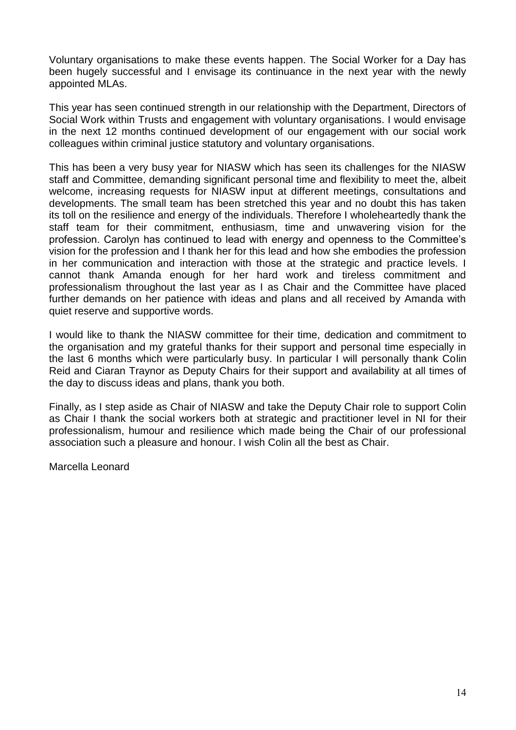Voluntary organisations to make these events happen. The Social Worker for a Day has been hugely successful and I envisage its continuance in the next year with the newly appointed MLAs.

This year has seen continued strength in our relationship with the Department, Directors of Social Work within Trusts and engagement with voluntary organisations. I would envisage in the next 12 months continued development of our engagement with our social work colleagues within criminal justice statutory and voluntary organisations.

This has been a very busy year for NIASW which has seen its challenges for the NIASW staff and Committee, demanding significant personal time and flexibility to meet the, albeit welcome, increasing requests for NIASW input at different meetings, consultations and developments. The small team has been stretched this year and no doubt this has taken its toll on the resilience and energy of the individuals. Therefore I wholeheartedly thank the staff team for their commitment, enthusiasm, time and unwavering vision for the profession. Carolyn has continued to lead with energy and openness to the Committee's vision for the profession and I thank her for this lead and how she embodies the profession in her communication and interaction with those at the strategic and practice levels. I cannot thank Amanda enough for her hard work and tireless commitment and professionalism throughout the last year as I as Chair and the Committee have placed further demands on her patience with ideas and plans and all received by Amanda with quiet reserve and supportive words.

I would like to thank the NIASW committee for their time, dedication and commitment to the organisation and my grateful thanks for their support and personal time especially in the last 6 months which were particularly busy. In particular I will personally thank Colin Reid and Ciaran Traynor as Deputy Chairs for their support and availability at all times of the day to discuss ideas and plans, thank you both.

Finally, as I step aside as Chair of NIASW and take the Deputy Chair role to support Colin as Chair I thank the social workers both at strategic and practitioner level in NI for their professionalism, humour and resilience which made being the Chair of our professional association such a pleasure and honour. I wish Colin all the best as Chair.

Marcella Leonard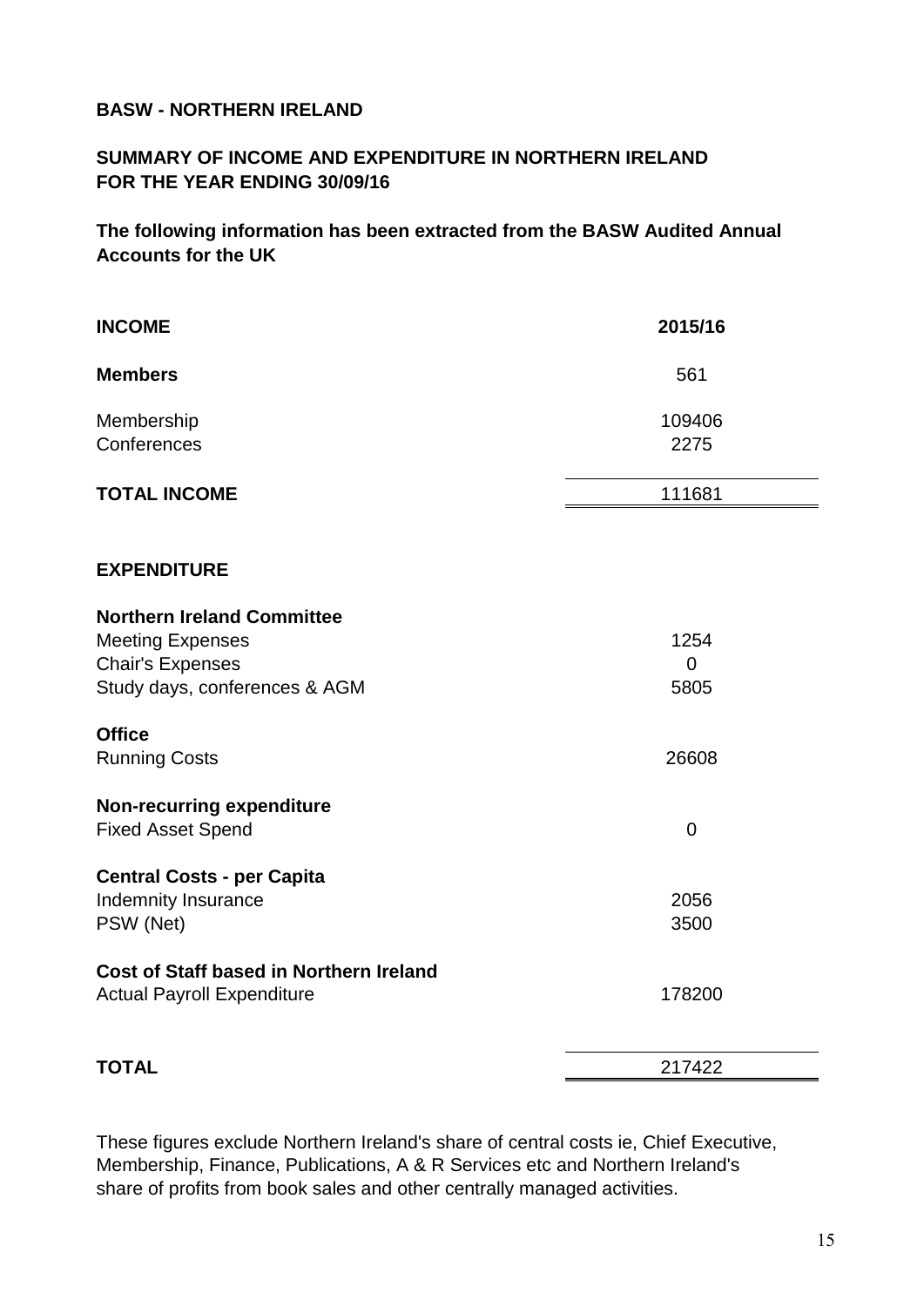**BASW - NORTHERN IRELAND**

**SUMMARY OF INCOME AND EXPENDITURE IN NORTHERN IRELAND FOR THE YEAR ENDING 30/09/16**

**The following information has been extracted from the BASW Audited Annual Accounts for the UK**

| **INCOME** | **2015/16** |
|---|---|
| **Members** | 561 |
| Membership | 109406 |
| Conferences | 2275 |
| **TOTAL INCOME** | 111681 |
| | |
| **EXPENDITURE** | |
| **Northern Ireland Committee** | |
| Meeting Expenses | 1254 |
| Chair's Expenses | 0 |
| Study days, conferences & AGM | 5805 |
| **Office** | |
| Running Costs | 26608 |
| **Non-recurring expenditure** | |
| Fixed Asset Spend | 0 |
| **Central Costs - per Capita** | |
| Indemnity Insurance | 2056 |
| PSW (Net) | 3500 |
| **Cost of Staff based in Northern Ireland** | |
| Actual Payroll Expenditure | 178200 |
| **TOTAL** | 217422 |

These figures exclude Northern Ireland's share of central costs ie, Chief Executive, Membership, Finance, Publications, A & R Services etc and Northern Ireland's share of profits from book sales and other centrally managed activities.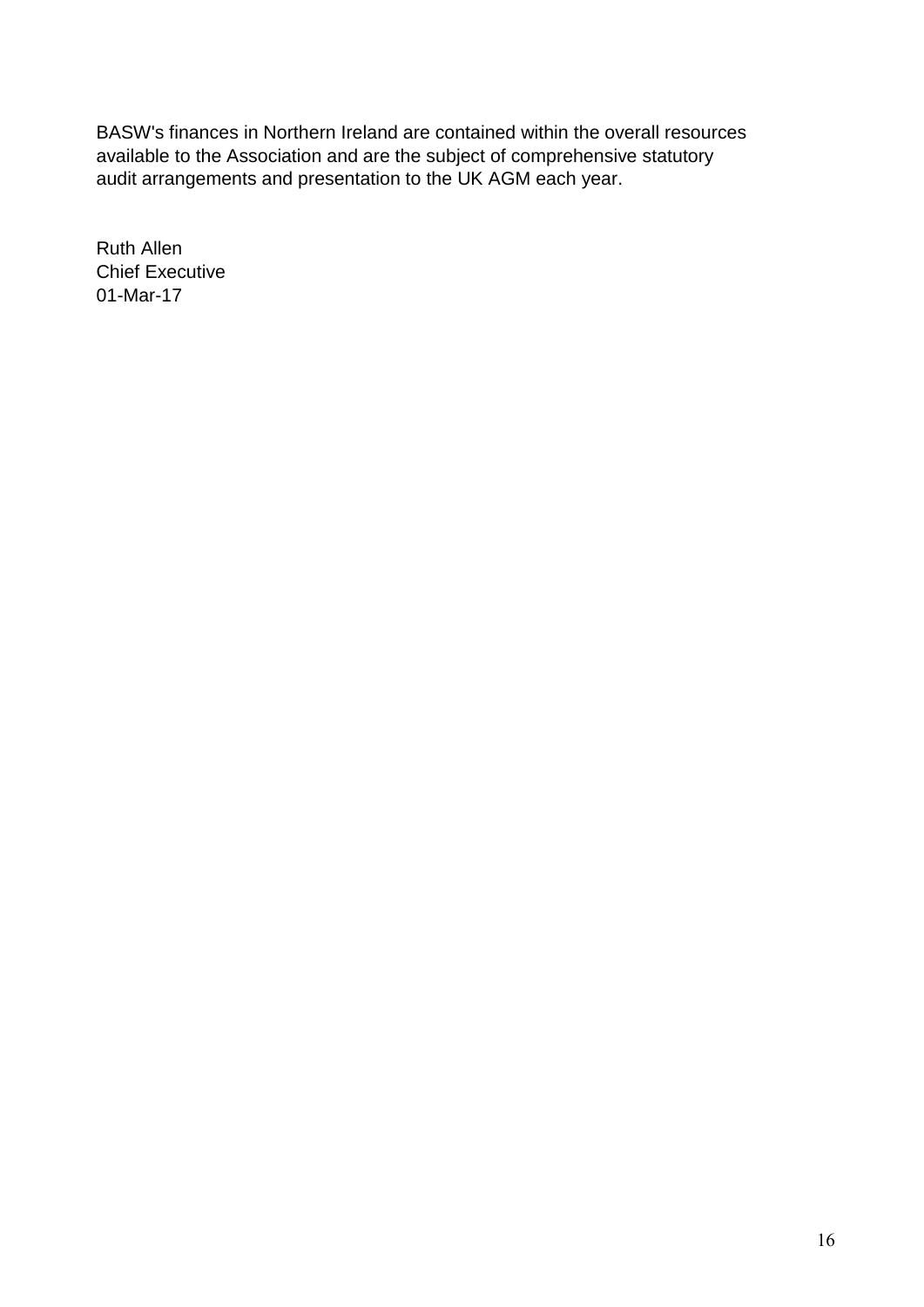BASW's finances in Northern Ireland are contained within the overall resources available to the Association and are the subject of comprehensive statutory audit arrangements and presentation to the UK AGM each year.

Ruth Allen
Chief Executive
01-Mar-17